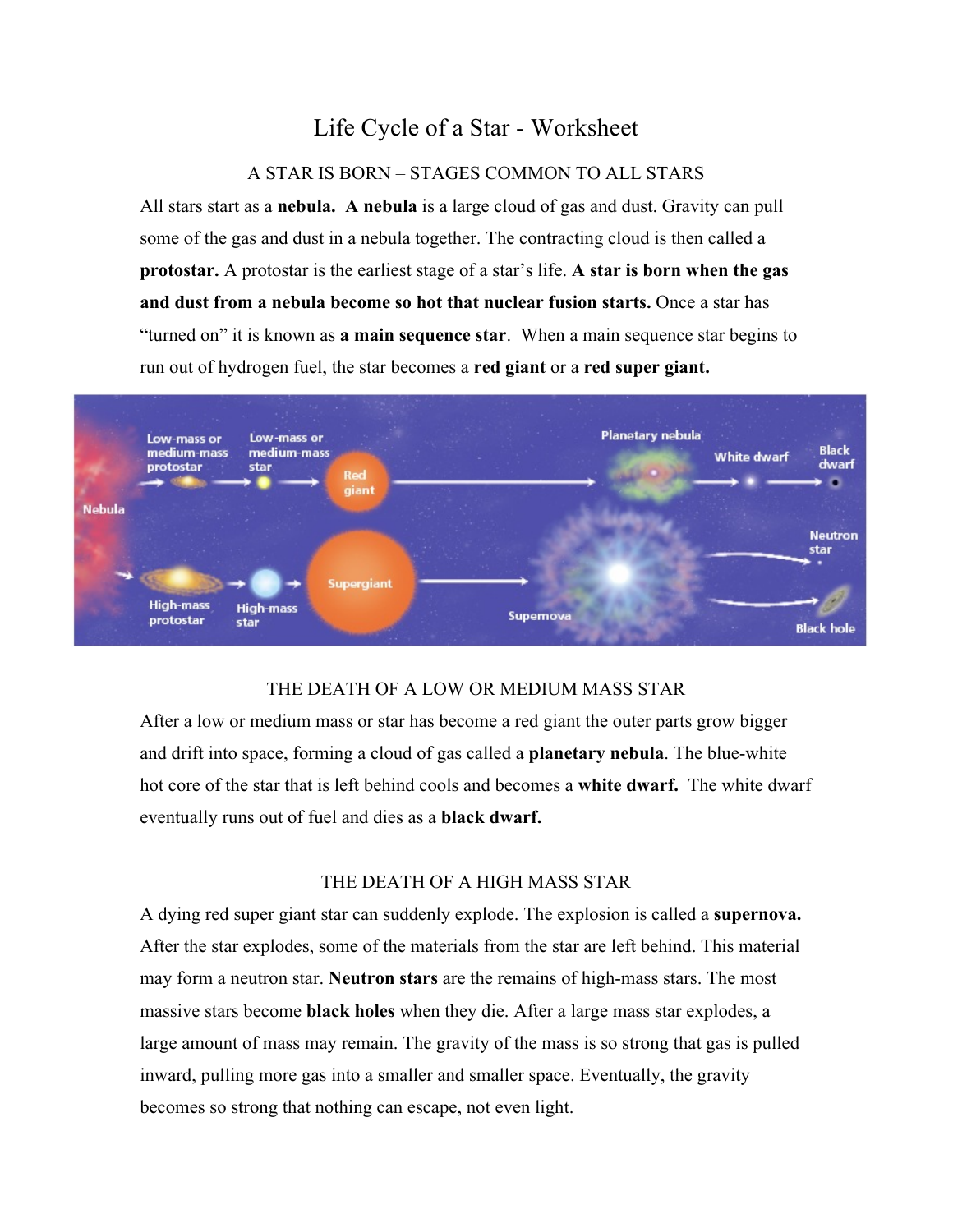# Life Cycle of a Star - Worksheet

## A STAR IS BORN – STAGES COMMON TO ALL STARS

All stars start as a **nebula.** **A nebula** is a large cloud of gas and dust. Gravity can pull some of the gas and dust in a nebula together. The contracting cloud is then called a **protostar.** A protostar is the earliest stage of a star's life. **A star is born when the gas and dust from a nebula become so hot that nuclear fusion starts.** Once a star has "turned on" it is known as **a main sequence star**. When a main sequence star begins to run out of hydrogen fuel, the star becomes a **red giant** or a **red super giant.**

## THE DEATH OF A LOW OR MEDIUM MASS STAR

After a low or medium mass or star has become a red giant the outer parts grow bigger and drift into space, forming a cloud of gas called a **planetary nebula**. The blue-white hot core of the star that is left behind cools and becomes a **white dwarf.** The white dwarf eventually runs out of fuel and dies as a **black dwarf.**

## THE DEATH OF A HIGH MASS STAR

A dying red super giant star can suddenly explode. The explosion is called a **supernova.** After the star explodes, some of the materials from the star are left behind. This material may form a neutron star. **Neutron stars** are the remains of high-mass stars. The most massive stars become **black holes** when they die. After a large mass star explodes, a large amount of mass may remain. The gravity of the mass is so strong that gas is pulled inward, pulling more gas into a smaller and smaller space. Eventually, the gravity becomes so strong that nothing can escape, not even light.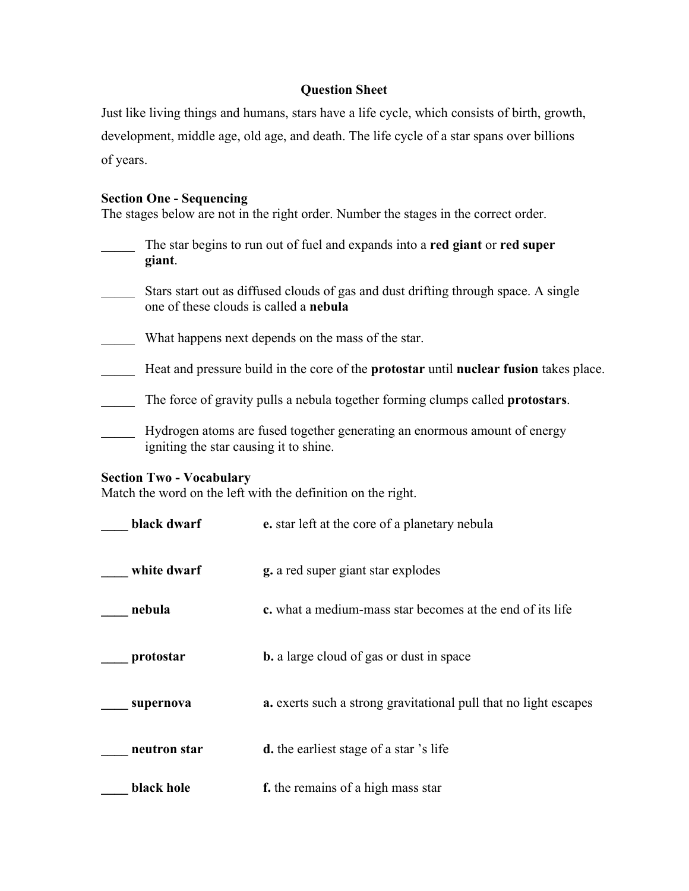# Question Sheet

Just like living things and humans, stars have a life cycle, which consists of birth, growth, development, middle age, old age, and death. The life cycle of a star spans over billions of years.

### Section One - Sequencing

The stages below are not in the right order. Number the stages in the correct order.

_____ The star begins to run out of fuel and expands into a **red giant** or **red super giant**.

_____ Stars start out as diffused clouds of gas and dust drifting through space. A single one of these clouds is called a **nebula**

_____ What happens next depends on the mass of the star.

_____ Heat and pressure build in the core of the **protostar** until **nuclear fusion** takes place.

_____ The force of gravity pulls a nebula together forming clumps called **protostars**.

_____ Hydrogen atoms are fused together generating an enormous amount of energy igniting the star causing it to shine.

### Section Two - Vocabulary

Match the word on the left with the definition on the right.

| | |
|---|---|
| ____ **black dwarf** | **e.** star left at the core of a planetary nebula |
| ____ **white dwarf** | **g.** a red super giant star explodes |
| ____ **nebula** | **c.** what a medium-mass star becomes at the end of its life |
| ____ **protostar** | **b.** a large cloud of gas or dust in space |
| ____ **supernova** | **a.** exerts such a strong gravitational pull that no light escapes |
| ____ **neutron star** | **d.** the earliest stage of a star 's life |
| ____ **black hole** | **f.** the remains of a high mass star |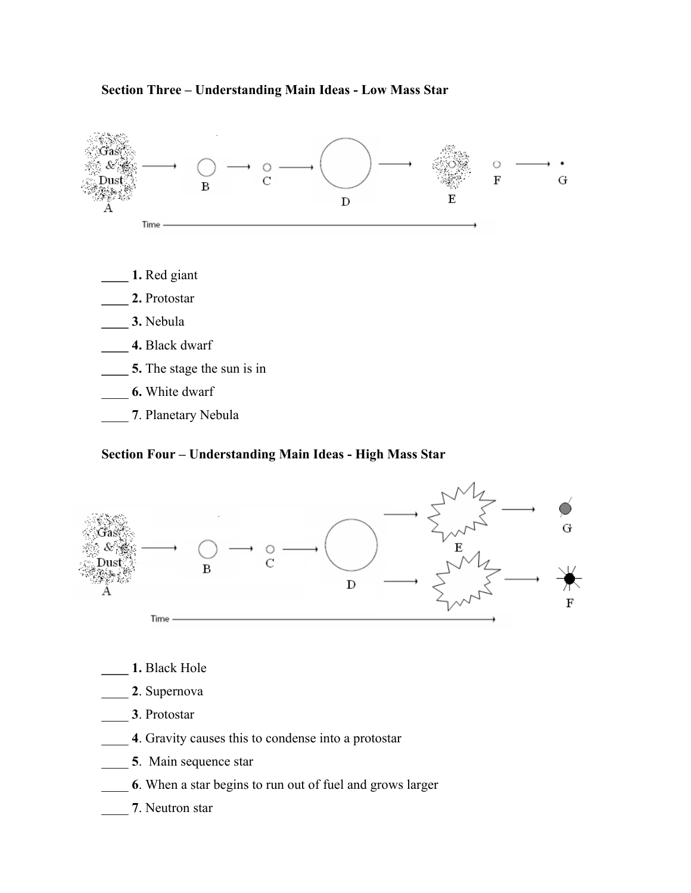### Section Three – Understanding Main Ideas - Low Mass Star

Gas & Dust

A B C D E F G

Time

____ **1.** Red giant

____ **2.** Protostar

____ **3.** Nebula

____ **4.** Black dwarf

____ **5.** The stage the sun is in

____ **6.** White dwarf

____ **7**. Planetary Nebula

### Section Four – Understanding Main Ideas - High Mass Star

Gas & Dust

A B C D E F G

Time

____ **1.** Black Hole

____ **2**. Supernova

____ **3**. Protostar

____ **4**. Gravity causes this to condense into a protostar

____ **5**. Main sequence star

____ **6**. When a star begins to run out of fuel and grows larger

____ **7**. Neutron star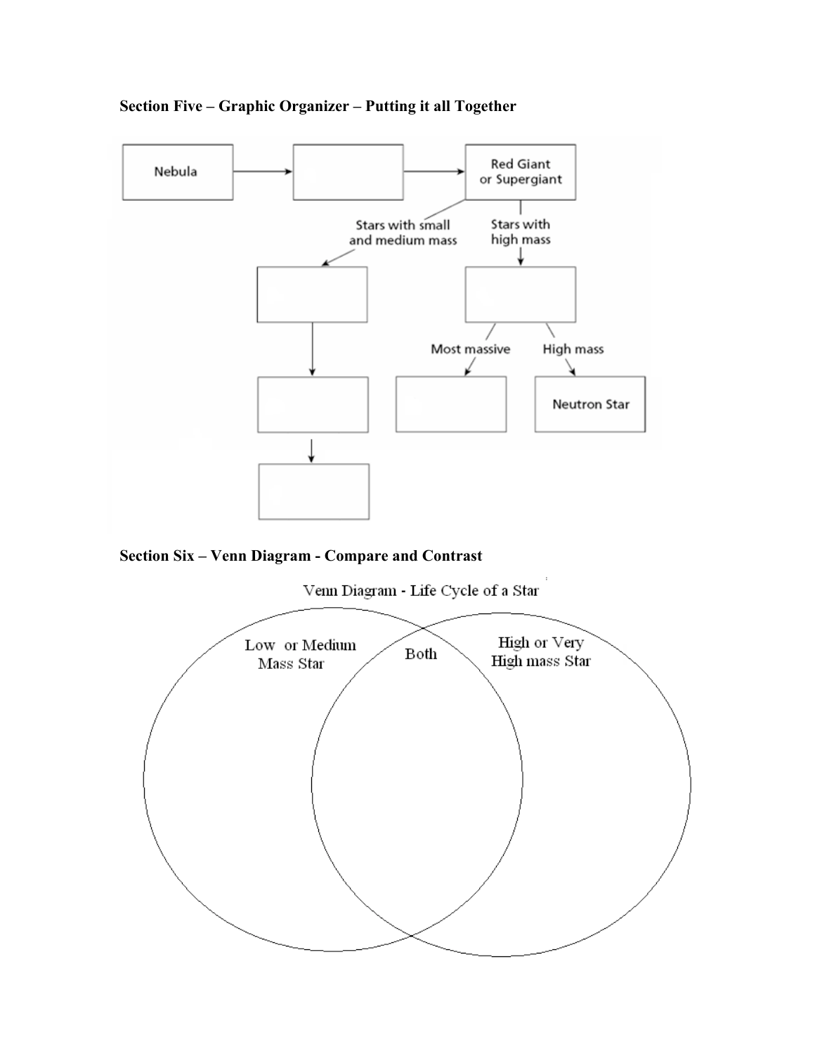**Section Five – Graphic Organizer – Putting it all Together**

Nebula

Red Giant or Supergiant

Stars with small and medium mass

Stars with high mass

Most massive

High mass

Neutron Star

**Section Six – Venn Diagram - Compare and Contrast**

Venn Diagram - Life Cycle of a Star

Low or Medium Mass Star

Both

High or Very High mass Star